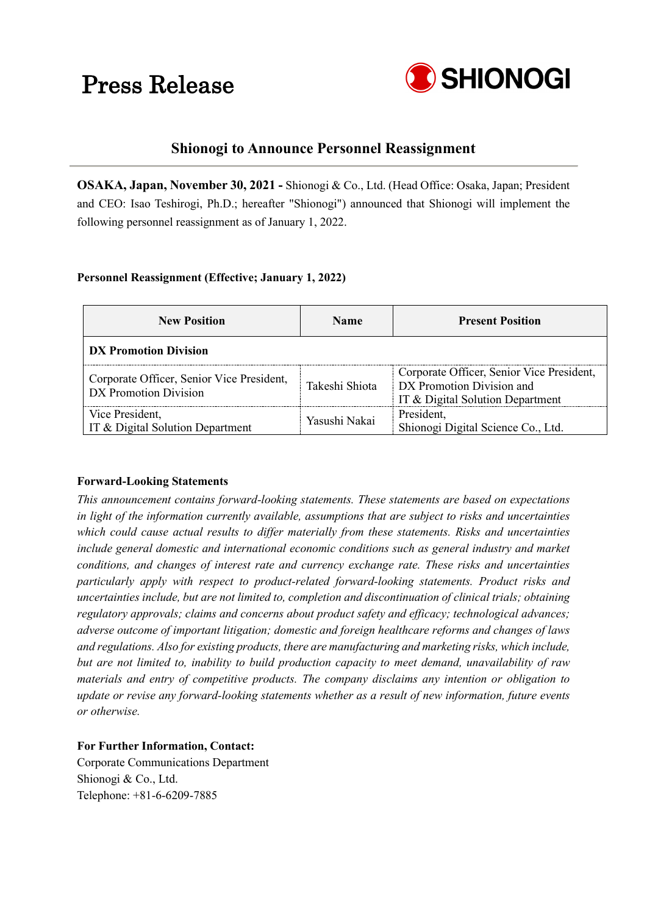# Press Release

SHIONOGI

## Shionogi to Announce Personnel Reassignment

**OSAKA, Japan, November 30, 2021 -** Shionogi & Co., Ltd. (Head Office: Osaka, Japan; President and CEO: Isao Teshirogi, Ph.D.; hereafter "Shionogi") announced that Shionogi will implement the following personnel reassignment as of January 1, 2022.

**Personnel Reassignment (Effective; January 1, 2022)**

| New Position | Name | Present Position |
|---|---|---|
| **DX Promotion Division** | | |
| Corporate Officer, Senior Vice President, DX Promotion Division | Takeshi Shiota | Corporate Officer, Senior Vice President, DX Promotion Division and IT & Digital Solution Department |
| Vice President, IT & Digital Solution Department | Yasushi Nakai | President, Shionogi Digital Science Co., Ltd. |

**Forward-Looking Statements**

*This announcement contains forward-looking statements. These statements are based on expectations in light of the information currently available, assumptions that are subject to risks and uncertainties which could cause actual results to differ materially from these statements. Risks and uncertainties include general domestic and international economic conditions such as general industry and market conditions, and changes of interest rate and currency exchange rate. These risks and uncertainties particularly apply with respect to product-related forward-looking statements. Product risks and uncertainties include, but are not limited to, completion and discontinuation of clinical trials; obtaining regulatory approvals; claims and concerns about product safety and efficacy; technological advances; adverse outcome of important litigation; domestic and foreign healthcare reforms and changes of laws and regulations. Also for existing products, there are manufacturing and marketing risks, which include, but are not limited to, inability to build production capacity to meet demand, unavailability of raw materials and entry of competitive products. The company disclaims any intention or obligation to update or revise any forward-looking statements whether as a result of new information, future events or otherwise.*

**For Further Information, Contact:**
Corporate Communications Department
Shionogi & Co., Ltd.
Telephone: +81-6-6209-7885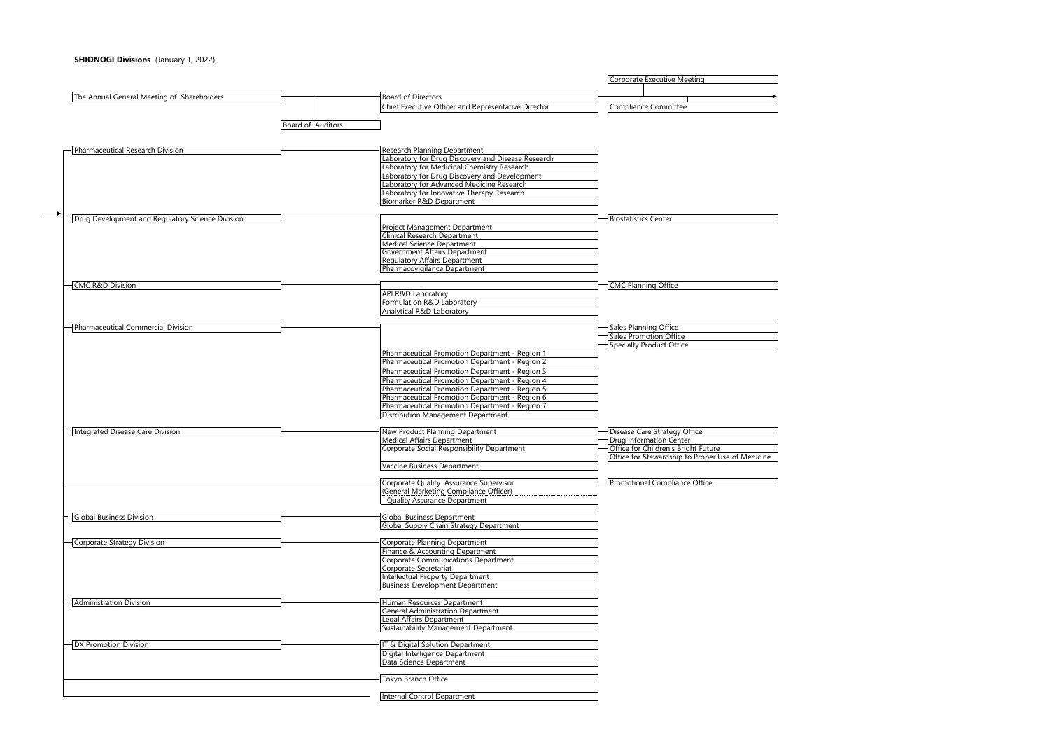**SHIONOGI Divisions** (January 1, 2022)

- The Annual General Meeting of Shareholders
  - Board of Directors
  - Chief Executive Officer and Representative Director
    - Corporate Executive Meeting
    - Compliance Committee
  - Board of Auditors

- Pharmaceutical Research Division
  - Research Planning Department
  - Laboratory for Drug Discovery and Disease Research
  - Laboratory for Medicinal Chemistry Research
  - Laboratory for Drug Discovery and Development
  - Laboratory for Advanced Medicine Research
  - Laboratory for Innovative Therapy Research
  - Biomarker R&D Department

- Drug Development and Regulatory Science Division
  - Biostatistics Center
  - Project Management Department
  - Clinical Research Department
  - Medical Science Department
  - Government Affairs Department
  - Regulatory Affairs Department
  - Pharmacovigilance Department

- CMC R&D Division
  - CMC Planning Office
  - API R&D Laboratory
  - Formulation R&D Laboratory
  - Analytical R&D Laboratory

- Pharmaceutical Commercial Division
  - Sales Planning Office
  - Sales Promotion Office
  - Specialty Product Office
  - Pharmaceutical Promotion Department - Region 1
  - Pharmaceutical Promotion Department - Region 2
  - Pharmaceutical Promotion Department - Region 3
  - Pharmaceutical Promotion Department - Region 4
  - Pharmaceutical Promotion Department - Region 5
  - Pharmaceutical Promotion Department - Region 6
  - Pharmaceutical Promotion Department - Region 7
  - Distribution Management Department

- Integrated Disease Care Division
  - New Product Planning Department
    - Disease Care Strategy Office
  - Medical Affairs Department
    - Drug Information Center
  - Corporate Social Responsibility Department
    - Office for Children's Bright Future
    - Office for Stewardship to Proper Use of Medicine
  - Vaccine Business Department

- Corporate Quality Assurance Supervisor (General Marketing Compliance Officer)
  - Promotional Compliance Office
  - Quality Assurance Department

- Global Business Division
  - Global Business Department
  - Global Supply Chain Strategy Department

- Corporate Strategy Division
  - Corporate Planning Department
  - Finance & Accounting Department
  - Corporate Communications Department
  - Corporate Secretariat
  - Intellectual Property Department
  - Business Development Department

- Administration Division
  - Human Resources Department
  - General Administration Department
  - Legal Affairs Department
  - Sustainability Management Department

- DX Promotion Division
  - IT & Digital Solution Department
  - Digital Intelligence Department
  - Data Science Department

- Tokyo Branch Office

- Internal Control Department